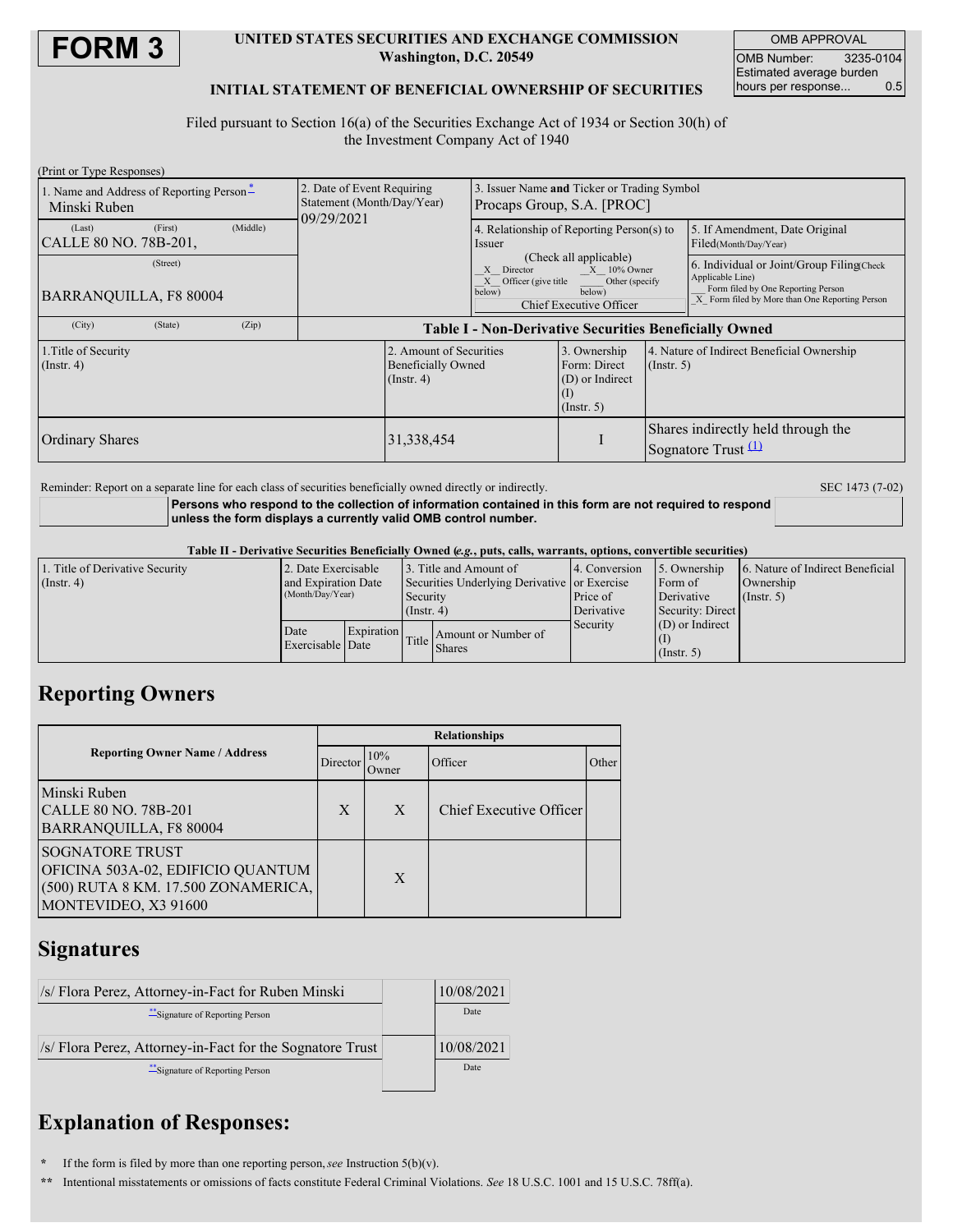# FORM 3

**UNITED STATES SECURITIES AND EXCHANGE COMMISSION**
**Washington, D.C. 20549**

**INITIAL STATEMENT OF BENEFICIAL OWNERSHIP OF SECURITIES**

| OMB APPROVAL | |
|---|---|
| OMB Number: | 3235-0104 |
| Estimated average burden hours per response... | 0.5 |

Filed pursuant to Section 16(a) of the Securities Exchange Act of 1934 or Section 30(h) of the Investment Company Act of 1940

(Print or Type Responses)

| 1. Name and Address of Reporting Person * | 2. Date of Event Requiring Statement (Month/Day/Year) | 3. Issuer Name **and** Ticker or Trading Symbol |
|---|---|---|
| Minski Ruben<br>(Last) (First) (Middle)<br>CALLE 80 NO. 78B-201,<br>(Street)<br>BARRANQUILLA, F8 80004<br>(City) (State) (Zip) | 09/29/2021 | Procaps Group, S.A. [PROC] |

| 4. Relationship of Reporting Person(s) to Issuer (Check all applicable) | 5. If Amendment, Date Original Filed (Month/Day/Year) | 6. Individual or Joint/Group Filing (Check Applicable Line) |
|---|---|---|
| _X_ Director _X_ 10% Owner<br>_X_ Officer (give title below) ___ Other (specify below)<br>Chief Executive Officer | | ___ Form filed by One Reporting Person<br>_X_ Form filed by More than One Reporting Person |

**Table I - Non-Derivative Securities Beneficially Owned**

| 1.Title of Security (Instr. 4) | 2. Amount of Securities Beneficially Owned (Instr. 4) | 3. Ownership Form: Direct (D) or Indirect (I) (Instr. 5) | 4. Nature of Indirect Beneficial Ownership (Instr. 5) |
|---|---|---|---|
| Ordinary Shares | 31,338,454 | I | Shares indirectly held through the Sognatore Trust (1) |

Reminder: Report on a separate line for each class of securities beneficially owned directly or indirectly.

SEC 1473 (7-02)

**Persons who respond to the collection of information contained in this form are not required to respond unless the form displays a currently valid OMB control number.**

**Table II - Derivative Securities Beneficially Owned (*e.g.*, puts, calls, warrants, options, convertible securities)**

| 1. Title of Derivative Security (Instr. 4) | 2. Date Exercisable and Expiration Date (Month/Day/Year) | | 3. Title and Amount of Securities Underlying Derivative Security (Instr. 4) | | 4. Conversion or Exercise Price of Derivative Security | 5. Ownership Form of Derivative Security: Direct (D) or Indirect (I) (Instr. 5) | 6. Nature of Indirect Beneficial Ownership (Instr. 5) |
|---|---|---|---|---|---|---|---|
| | Date Exercisable | Expiration Date | Title | Amount or Number of Shares | | | |

## Reporting Owners

| Reporting Owner Name / Address | Relationships | | | |
|---|---|---|---|---|
| | Director | 10% Owner | Officer | Other |
| Minski Ruben<br>CALLE 80 NO. 78B-201<br>BARRANQUILLA, F8 80004 | X | X | Chief Executive Officer | |
| SOGNATORE TRUST<br>OFICINA 503A-02, EDIFICIO QUANTUM<br>(500) RUTA 8 KM. 17.500 ZONAMERICA,<br>MONTEVIDEO, X3 91600 | | X | | |

## Signatures

| /s/ Flora Perez, Attorney-in-Fact for Ruben Minski | | 10/08/2021 |
|---|---|---|
| ** Signature of Reporting Person | | Date |
| /s/ Flora Perez, Attorney-in-Fact for the Sognatore Trust | | 10/08/2021 |
| ** Signature of Reporting Person | | Date |

## Explanation of Responses:

\* If the form is filed by more than one reporting person, *see* Instruction 5(b)(v).

\** Intentional misstatements or omissions of facts constitute Federal Criminal Violations. *See* 18 U.S.C. 1001 and 15 U.S.C. 78ff(a).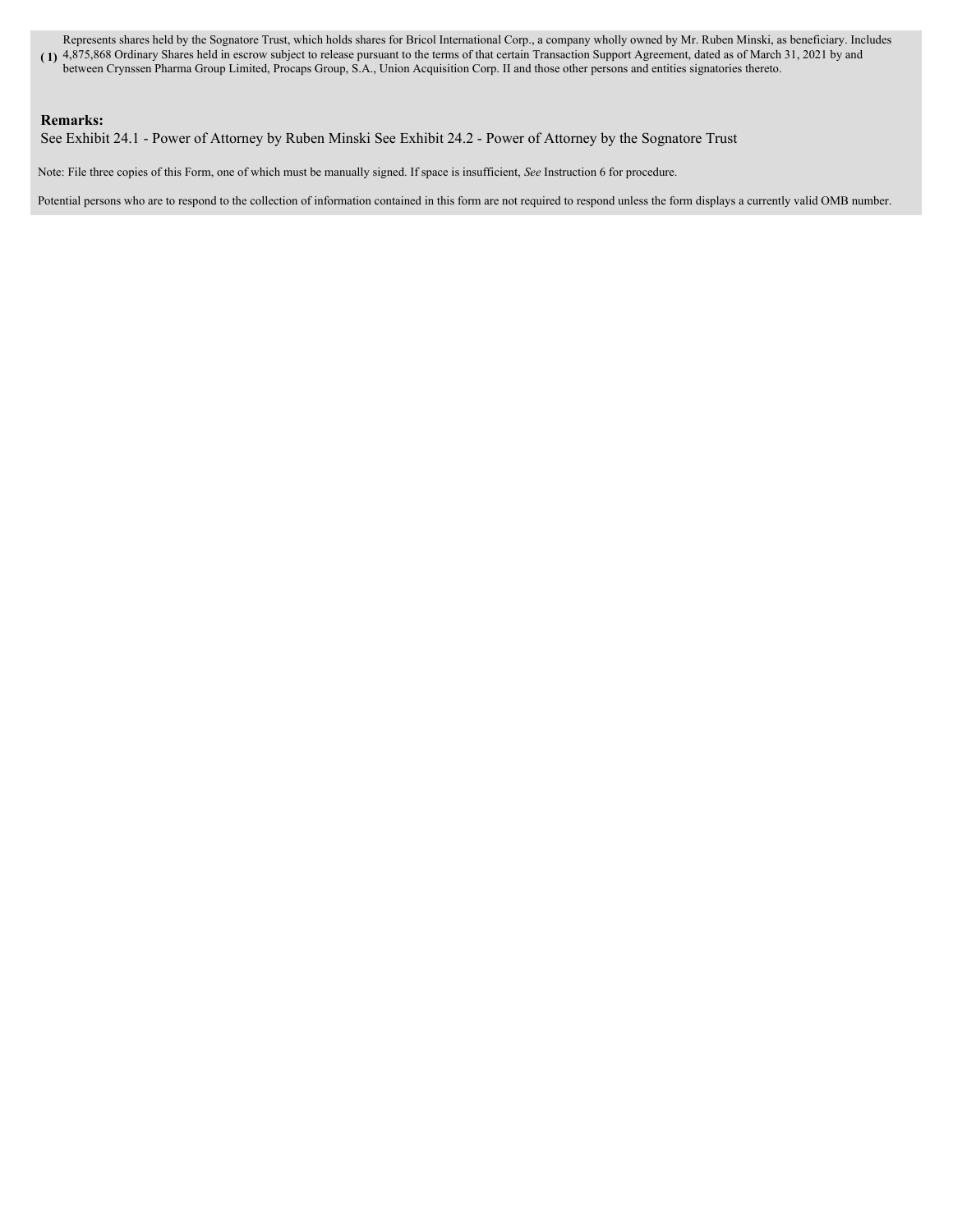(1) Represents shares held by the Sognatore Trust, which holds shares for Bricol International Corp., a company wholly owned by Mr. Ruben Minski, as beneficiary. Includes 4,875,868 Ordinary Shares held in escrow subject to release pursuant to the terms of that certain Transaction Support Agreement, dated as of March 31, 2021 by and between Crynssen Pharma Group Limited, Procaps Group, S.A., Union Acquisition Corp. II and those other persons and entities signatories thereto.

**Remarks:**

See Exhibit 24.1 - Power of Attorney by Ruben Minski See Exhibit 24.2 - Power of Attorney by the Sognatore Trust

Note: File three copies of this Form, one of which must be manually signed. If space is insufficient, *See* Instruction 6 for procedure.

Potential persons who are to respond to the collection of information contained in this form are not required to respond unless the form displays a currently valid OMB number.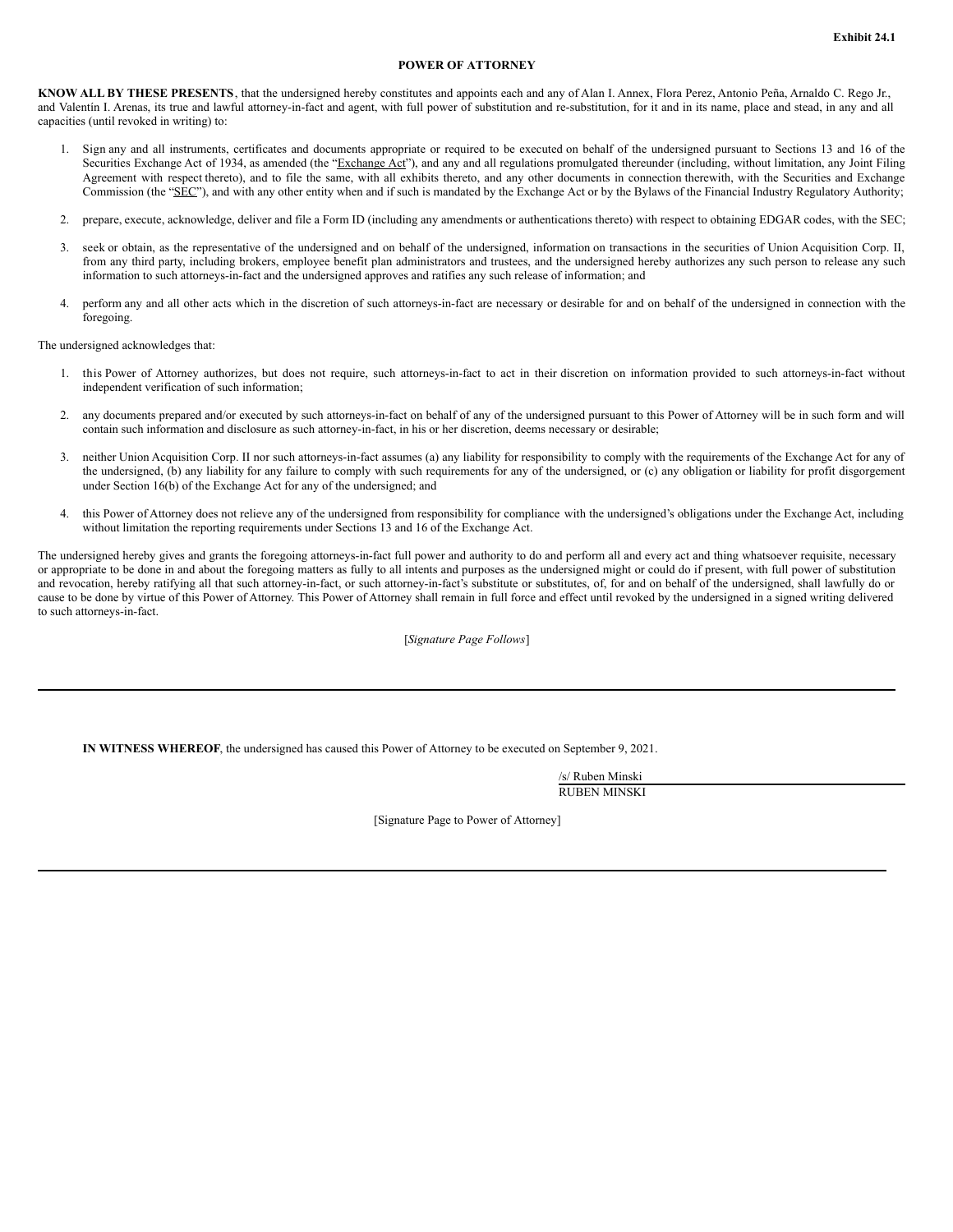Exhibit 24.1

# POWER OF ATTORNEY

**KNOW ALL BY THESE PRESENTS**, that the undersigned hereby constitutes and appoints each and any of Alan I. Annex, Flora Perez, Antonio Peña, Arnaldo C. Rego Jr., and Valentín I. Arenas, its true and lawful attorney-in-fact and agent, with full power of substitution and re-substitution, for it and in its name, place and stead, in any and all capacities (until revoked in writing) to:

1. Sign any and all instruments, certificates and documents appropriate or required to be executed on behalf of the undersigned pursuant to Sections 13 and 16 of the Securities Exchange Act of 1934, as amended (the "Exchange Act"), and any and all regulations promulgated thereunder (including, without limitation, any Joint Filing Agreement with respect thereto), and to file the same, with all exhibits thereto, and any other documents in connection therewith, with the Securities and Exchange Commission (the "SEC"), and with any other entity when and if such is mandated by the Exchange Act or by the Bylaws of the Financial Industry Regulatory Authority;
2. prepare, execute, acknowledge, deliver and file a Form ID (including any amendments or authentications thereto) with respect to obtaining EDGAR codes, with the SEC;
3. seek or obtain, as the representative of the undersigned and on behalf of the undersigned, information on transactions in the securities of Union Acquisition Corp. II, from any third party, including brokers, employee benefit plan administrators and trustees, and the undersigned hereby authorizes any such person to release any such information to such attorneys-in-fact and the undersigned approves and ratifies any such release of information; and
4. perform any and all other acts which in the discretion of such attorneys-in-fact are necessary or desirable for and on behalf of the undersigned in connection with the foregoing.

The undersigned acknowledges that:

1. this Power of Attorney authorizes, but does not require, such attorneys-in-fact to act in their discretion on information provided to such attorneys-in-fact without independent verification of such information;
2. any documents prepared and/or executed by such attorneys-in-fact on behalf of any of the undersigned pursuant to this Power of Attorney will be in such form and will contain such information and disclosure as such attorney-in-fact, in his or her discretion, deems necessary or desirable;
3. neither Union Acquisition Corp. II nor such attorneys-in-fact assumes (a) any liability for responsibility to comply with the requirements of the Exchange Act for any of the undersigned, (b) any liability for any failure to comply with such requirements for any of the undersigned, or (c) any obligation or liability for profit disgorgement under Section 16(b) of the Exchange Act for any of the undersigned; and
4. this Power of Attorney does not relieve any of the undersigned from responsibility for compliance with the undersigned's obligations under the Exchange Act, including without limitation the reporting requirements under Sections 13 and 16 of the Exchange Act.

The undersigned hereby gives and grants the foregoing attorneys-in-fact full power and authority to do and perform all and every act and thing whatsoever requisite, necessary or appropriate to be done in and about the foregoing matters as fully to all intents and purposes as the undersigned might or could do if present, with full power of substitution and revocation, hereby ratifying all that such attorney-in-fact, or such attorney-in-fact's substitute or substitutes, of, for and on behalf of the undersigned, shall lawfully do or cause to be done by virtue of this Power of Attorney. This Power of Attorney shall remain in full force and effect until revoked by the undersigned in a signed writing delivered to such attorneys-in-fact.

[*Signature Page Follows*]

---

**IN WITNESS WHEREOF**, the undersigned has caused this Power of Attorney to be executed on September 9, 2021.

/s/ Ruben Minski
RUBEN MINSKI

[Signature Page to Power of Attorney]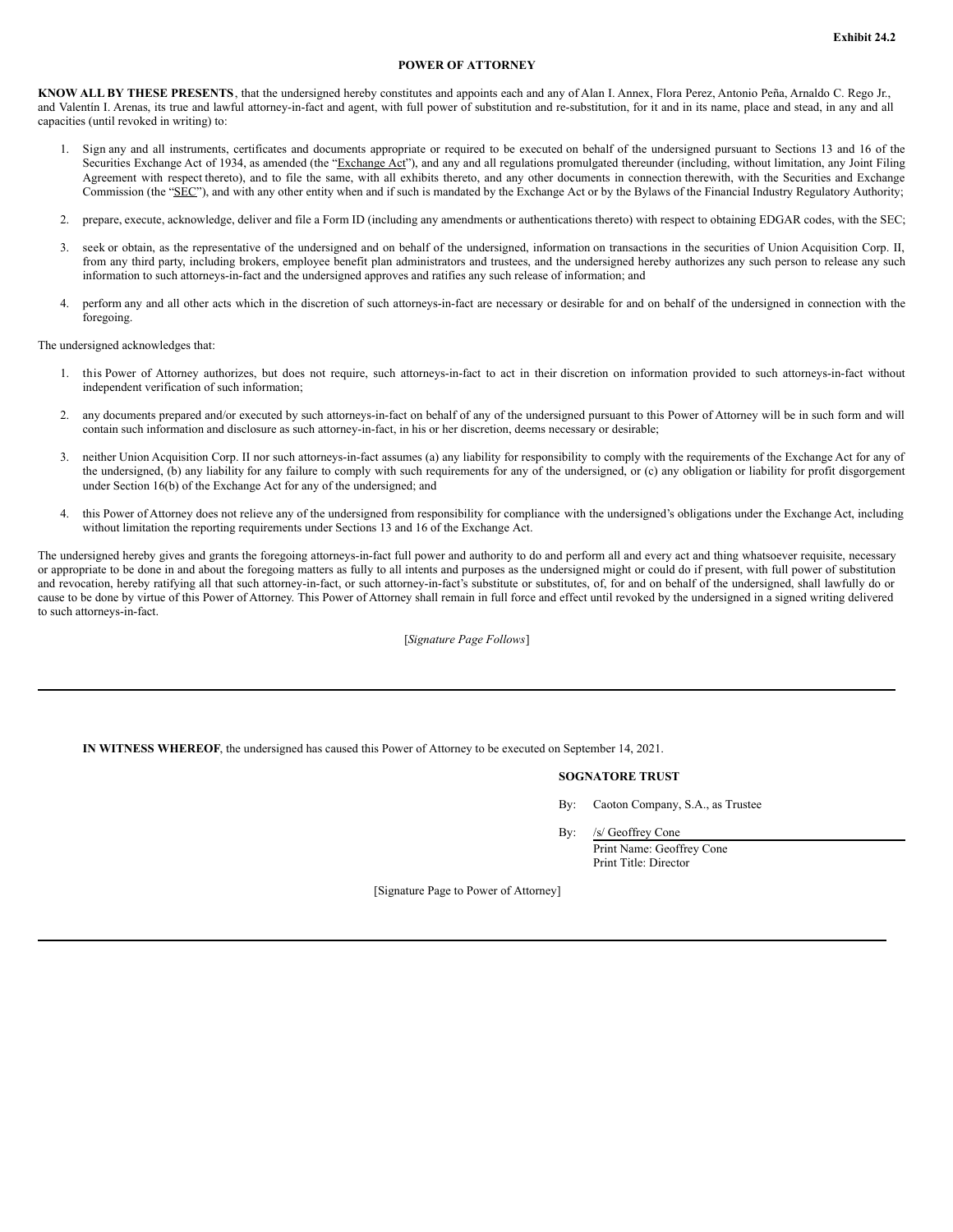Exhibit 24.2

# POWER OF ATTORNEY

**KNOW ALL BY THESE PRESENTS**, that the undersigned hereby constitutes and appoints each and any of Alan I. Annex, Flora Perez, Antonio Peña, Arnaldo C. Rego Jr., and Valentín I. Arenas, its true and lawful attorney-in-fact and agent, with full power of substitution and re-substitution, for it and in its name, place and stead, in any and all capacities (until revoked in writing) to:

1. Sign any and all instruments, certificates and documents appropriate or required to be executed on behalf of the undersigned pursuant to Sections 13 and 16 of the Securities Exchange Act of 1934, as amended (the "Exchange Act"), and any and all regulations promulgated thereunder (including, without limitation, any Joint Filing Agreement with respect thereto), and to file the same, with all exhibits thereto, and any other documents in connection therewith, with the Securities and Exchange Commission (the "SEC"), and with any other entity when and if such is mandated by the Exchange Act or by the Bylaws of the Financial Industry Regulatory Authority;
2. prepare, execute, acknowledge, deliver and file a Form ID (including any amendments or authentications thereto) with respect to obtaining EDGAR codes, with the SEC;
3. seek or obtain, as the representative of the undersigned and on behalf of the undersigned, information on transactions in the securities of Union Acquisition Corp. II, from any third party, including brokers, employee benefit plan administrators and trustees, and the undersigned hereby authorizes any such person to release any such information to such attorneys-in-fact and the undersigned approves and ratifies any such release of information; and
4. perform any and all other acts which in the discretion of such attorneys-in-fact are necessary or desirable for and on behalf of the undersigned in connection with the foregoing.

The undersigned acknowledges that:

1. this Power of Attorney authorizes, but does not require, such attorneys-in-fact to act in their discretion on information provided to such attorneys-in-fact without independent verification of such information;
2. any documents prepared and/or executed by such attorneys-in-fact on behalf of any of the undersigned pursuant to this Power of Attorney will be in such form and will contain such information and disclosure as such attorney-in-fact, in his or her discretion, deems necessary or desirable;
3. neither Union Acquisition Corp. II nor such attorneys-in-fact assumes (a) any liability for responsibility to comply with the requirements of the Exchange Act for any of the undersigned, (b) any liability for any failure to comply with such requirements for any of the undersigned, or (c) any obligation or liability for profit disgorgement under Section 16(b) of the Exchange Act for any of the undersigned; and
4. this Power of Attorney does not relieve any of the undersigned from responsibility for compliance with the undersigned's obligations under the Exchange Act, including without limitation the reporting requirements under Sections 13 and 16 of the Exchange Act.

The undersigned hereby gives and grants the foregoing attorneys-in-fact full power and authority to do and perform all and every act and thing whatsoever requisite, necessary or appropriate to be done in and about the foregoing matters as fully to all intents and purposes as the undersigned might or could do if present, with full power of substitution and revocation, hereby ratifying all that such attorney-in-fact, or such attorney-in-fact's substitute or substitutes, of, for and on behalf of the undersigned, shall lawfully do or cause to be done by virtue of this Power of Attorney. This Power of Attorney shall remain in full force and effect until revoked by the undersigned in a signed writing delivered to such attorneys-in-fact.

[*Signature Page Follows*]

---

**IN WITNESS WHEREOF**, the undersigned has caused this Power of Attorney to be executed on September 14, 2021.

**SOGNATORE TRUST**

By: Caoton Company, S.A., as Trustee

By: /s/ Geoffrey Cone
Print Name: Geoffrey Cone
Print Title: Director

[Signature Page to Power of Attorney]